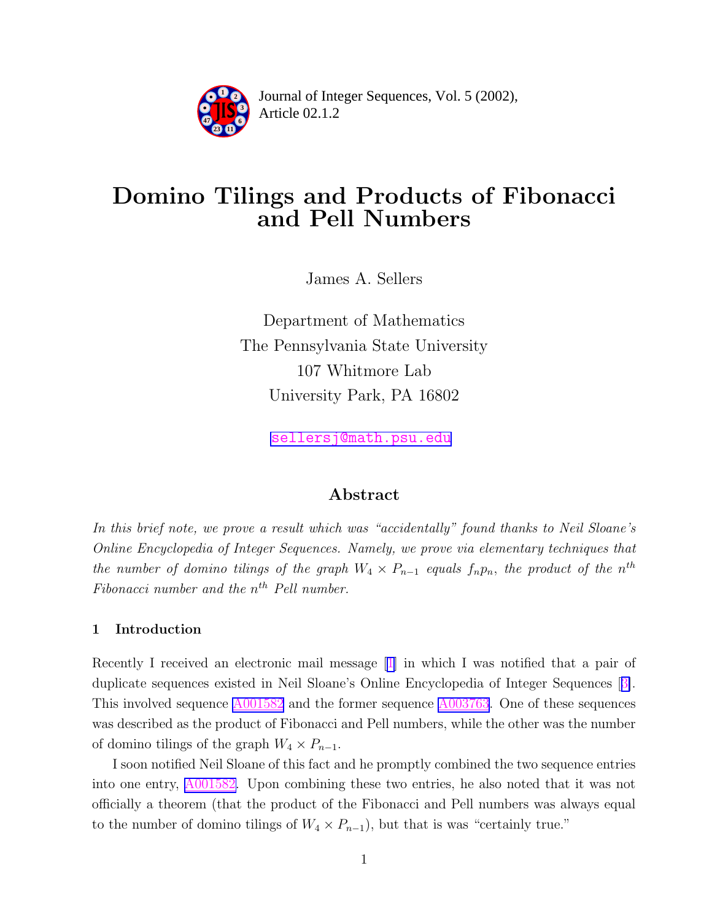Journal of Integer Sequences, Vol. 5 (2002), Article 02.1.2

# Domino Tilings and Products of Fibonacci and Pell Numbers

James A. Sellers

Department of Mathematics
The Pennsylvania State University
107 Whitmore Lab
University Park, PA 16802

sellersj@math.psu.edu

## Abstract

*In this brief note, we prove a result which was "accidentally" found thanks to Neil Sloane's Online Encyclopedia of Integer Sequences. Namely, we prove via elementary techniques that the number of domino tilings of the graph $W_4 \times P_{n-1}$ equals $f_n p_n$, the product of the $n^{th}$ Fibonacci number and the $n^{th}$ Pell number.*

### 1 Introduction

Recently I received an electronic mail message [1] in which I was notified that a pair of duplicate sequences existed in Neil Sloane's Online Encyclopedia of Integer Sequences [3]. This involved sequence A001582 and the former sequence A003763. One of these sequences was described as the product of Fibonacci and Pell numbers, while the other was the number of domino tilings of the graph $W_4 \times P_{n-1}$.

I soon notified Neil Sloane of this fact and he promptly combined the two sequence entries into one entry, A001582. Upon combining these two entries, he also noted that it was not officially a theorem (that the product of the Fibonacci and Pell numbers was always equal to the number of domino tilings of $W_4 \times P_{n-1}$), but that is was "certainly true."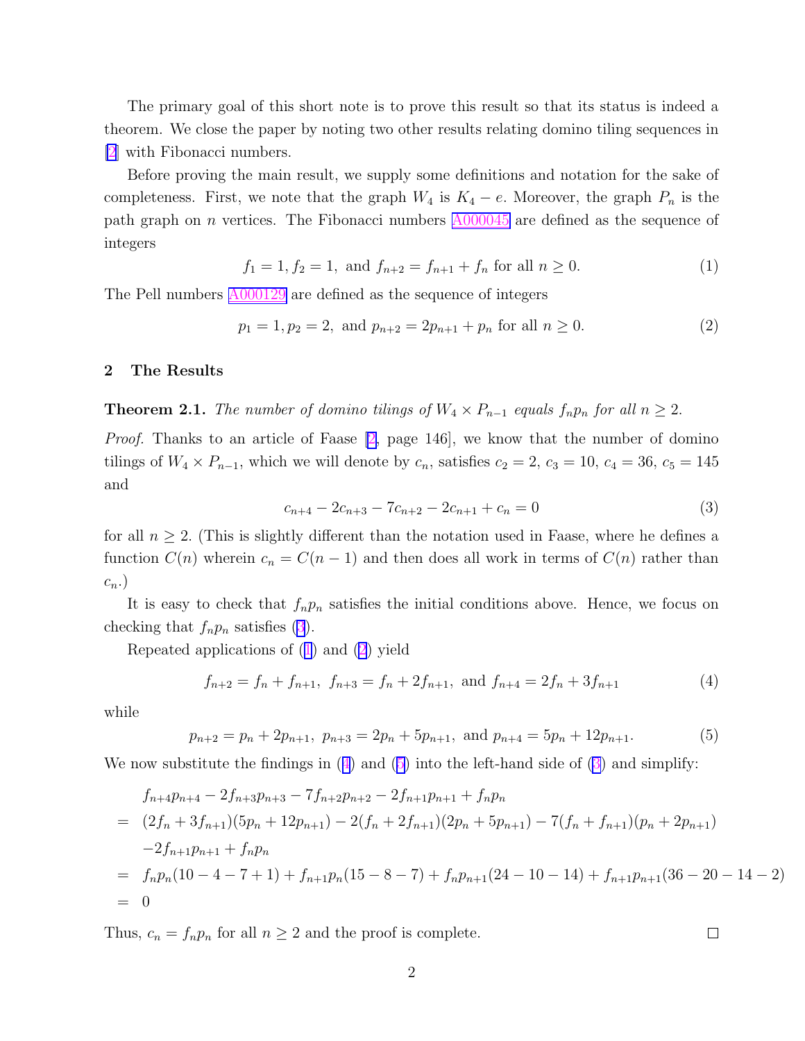The primary goal of this short note is to prove this result so that its status is indeed a theorem. We close the paper by noting two other results relating domino tiling sequences in [2] with Fibonacci numbers.

Before proving the main result, we supply some definitions and notation for the sake of completeness. First, we note that the graph $W_4$ is $K_4 - e$. Moreover, the graph $P_n$ is the path graph on $n$ vertices. The Fibonacci numbers A000045 are defined as the sequence of integers

$$f_1 = 1, f_2 = 1, \text{ and } f_{n+2} = f_{n+1} + f_n \text{ for all } n \geq 0. \tag{1}$$

The Pell numbers A000129 are defined as the sequence of integers

$$p_1 = 1, p_2 = 2, \text{ and } p_{n+2} = 2p_{n+1} + p_n \text{ for all } n \geq 0. \tag{2}$$

## 2 The Results

**Theorem 2.1.** *The number of domino tilings of $W_4 \times P_{n-1}$ equals $f_n p_n$ for all $n \geq 2$.*

*Proof.* Thanks to an article of Faase [2, page 146], we know that the number of domino tilings of $W_4 \times P_{n-1}$, which we will denote by $c_n$, satisfies $c_2 = 2$, $c_3 = 10$, $c_4 = 36$, $c_5 = 145$ and

$$c_{n+4} - 2c_{n+3} - 7c_{n+2} - 2c_{n+1} + c_n = 0 \tag{3}$$

for all $n \geq 2$. (This is slightly different than the notation used in Faase, where he defines a function $C(n)$ wherein $c_n = C(n-1)$ and then does all work in terms of $C(n)$ rather than $c_n$.)

It is easy to check that $f_n p_n$ satisfies the initial conditions above. Hence, we focus on checking that $f_n p_n$ satisfies (3).

Repeated applications of (1) and (2) yield

$$f_{n+2} = f_n + f_{n+1},\ f_{n+3} = f_n + 2f_{n+1}, \text{ and } f_{n+4} = 2f_n + 3f_{n+1} \tag{4}$$

while

$$p_{n+2} = p_n + 2p_{n+1},\ p_{n+3} = 2p_n + 5p_{n+1}, \text{ and } p_{n+4} = 5p_n + 12p_{n+1}. \tag{5}$$

We now substitute the findings in (4) and (5) into the left-hand side of (3) and simplify:

$$\begin{aligned}
& f_{n+4}p_{n+4} - 2f_{n+3}p_{n+3} - 7f_{n+2}p_{n+2} - 2f_{n+1}p_{n+1} + f_n p_n \\
= \ & (2f_n + 3f_{n+1})(5p_n + 12p_{n+1}) - 2(f_n + 2f_{n+1})(2p_n + 5p_{n+1}) - 7(f_n + f_{n+1})(p_n + 2p_{n+1}) \\
& -2f_{n+1}p_{n+1} + f_n p_n \\
= \ & f_n p_n(10 - 4 - 7 + 1) + f_{n+1}p_n(15 - 8 - 7) + f_n p_{n+1}(24 - 10 - 14) + f_{n+1}p_{n+1}(36 - 20 - 14 - 2) \\
= \ & 0
\end{aligned}$$

Thus, $c_n = f_n p_n$ for all $n \geq 2$ and the proof is complete. $\square$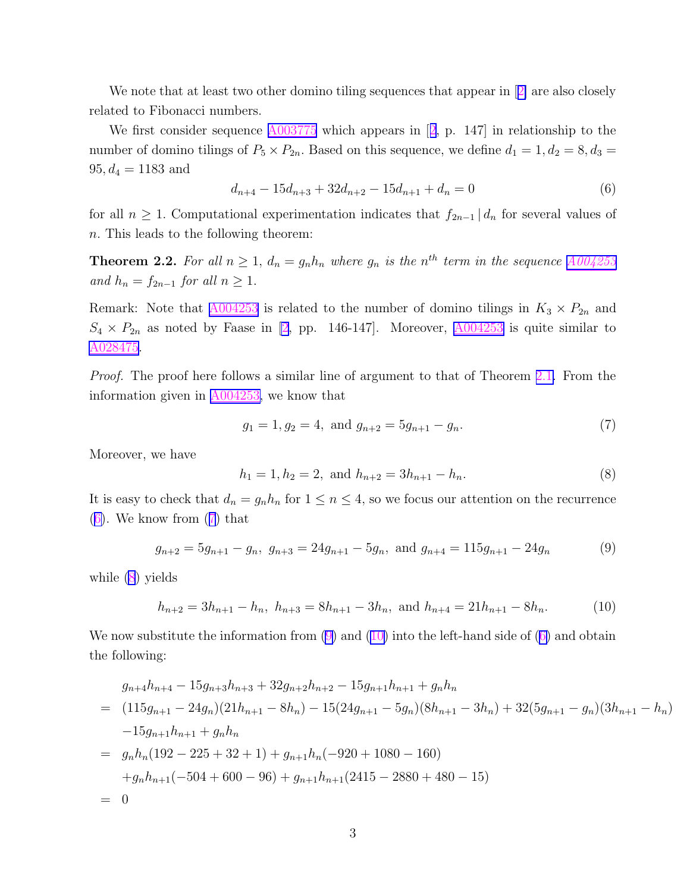We note that at least two other domino tiling sequences that appear in [2] are also closely related to Fibonacci numbers.

We first consider sequence A003775 which appears in [2, p. 147] in relationship to the number of domino tilings of $P_5 \times P_{2n}$. Based on this sequence, we define $d_1 = 1, d_2 = 8, d_3 = 95, d_4 = 1183$ and

$$d_{n+4} - 15d_{n+3} + 32d_{n+2} - 15d_{n+1} + d_n = 0 \tag{6}$$

for all $n \geq 1$. Computational experimentation indicates that $f_{2n-1} \,|\, d_n$ for several values of $n$. This leads to the following theorem:

**Theorem 2.2.** *For all $n \geq 1$, $d_n = g_n h_n$ where $g_n$ is the $n^{th}$ term in the sequence A004253 and $h_n = f_{2n-1}$ for all $n \geq 1$.*

Remark: Note that A004253 is related to the number of domino tilings in $K_3 \times P_{2n}$ and $S_4 \times P_{2n}$ as noted by Faase in [2, pp. 146-147]. Moreover, A004253 is quite similar to A028475.

*Proof.* The proof here follows a similar line of argument to that of Theorem 2.1. From the information given in A004253, we know that

$$g_1 = 1, g_2 = 4, \text{ and } g_{n+2} = 5g_{n+1} - g_n. \tag{7}$$

Moreover, we have

$$h_1 = 1, h_2 = 2, \text{ and } h_{n+2} = 3h_{n+1} - h_n. \tag{8}$$

It is easy to check that $d_n = g_n h_n$ for $1 \leq n \leq 4$, so we focus our attention on the recurrence (6). We know from (7) that

$$g_{n+2} = 5g_{n+1} - g_n, \; g_{n+3} = 24g_{n+1} - 5g_n, \text{ and } g_{n+4} = 115g_{n+1} - 24g_n \tag{9}$$

while (8) yields

$$h_{n+2} = 3h_{n+1} - h_n, \; h_{n+3} = 8h_{n+1} - 3h_n, \text{ and } h_{n+4} = 21h_{n+1} - 8h_n. \tag{10}$$

We now substitute the information from (9) and (10) into the left-hand side of (6) and obtain the following:

$$\begin{aligned}
& g_{n+4}h_{n+4} - 15g_{n+3}h_{n+3} + 32g_{n+2}h_{n+2} - 15g_{n+1}h_{n+1} + g_n h_n \\
= \; & (115g_{n+1} - 24g_n)(21h_{n+1} - 8h_n) - 15(24g_{n+1} - 5g_n)(8h_{n+1} - 3h_n) + 32(5g_{n+1} - g_n)(3h_{n+1} - h_n) \\
& -15g_{n+1}h_{n+1} + g_n h_n \\
= \; & g_n h_n(192 - 225 + 32 + 1) + g_{n+1}h_n(-920 + 1080 - 160) \\
& +g_n h_{n+1}(-504 + 600 - 96) + g_{n+1}h_{n+1}(2415 - 2880 + 480 - 15) \\
= \; & 0
\end{aligned}$$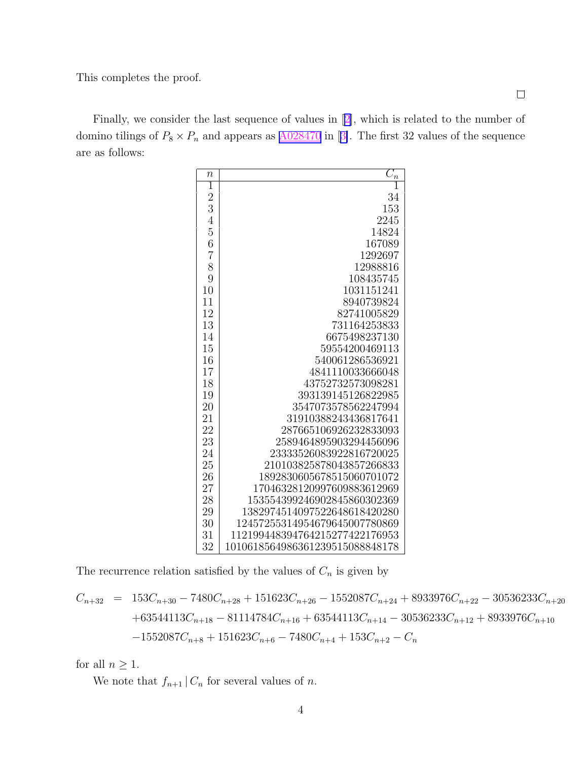This completes the proof.

□

Finally, we consider the last sequence of values in [2], which is related to the number of domino tilings of $P_8 \times P_n$ and appears as A028470 in [3]. The first 32 values of the sequence are as follows:

| $n$ | $C_n$ |
|---|---:|
| 1 | 1 |
| 2 | 34 |
| 3 | 153 |
| 4 | 2245 |
| 5 | 14824 |
| 6 | 167089 |
| 7 | 1292697 |
| 8 | 12988816 |
| 9 | 108435745 |
| 10 | 1031151241 |
| 11 | 8940739824 |
| 12 | 82741005829 |
| 13 | 731164253833 |
| 14 | 6675498237130 |
| 15 | 59554200469113 |
| 16 | 540061286536921 |
| 17 | 4841110033666048 |
| 18 | 43752732573098281 |
| 19 | 393139145126822985 |
| 20 | 3547073578562247994 |
| 21 | 31910388243436817641 |
| 22 | 287665106926232833093 |
| 23 | 2589464895903294456096 |
| 24 | 23333526083922816720025 |
| 25 | 210103825878043857266833 |
| 26 | 1892830605678515060701072 |
| 27 | 17046328120997609883612969 |
| 28 | 153554399246902845860302369 |
| 29 | 1382974514097522648618420280 |
| 30 | 12457255314954679645007780869 |
| 31 | 112199448394764215277422176953 |
| 32 | 1010618564986361239515088848178 |

The recurrence relation satisfied by the values of $C_n$ is given by

$$
\begin{aligned}
C_{n+32} \;=\;\; & 153C_{n+30} - 7480C_{n+28} + 151623C_{n+26} - 1552087C_{n+24} + 8933976C_{n+22} - 30536233C_{n+20} \\
& + 63544113C_{n+18} - 81114784C_{n+16} + 63544113C_{n+14} - 30536233C_{n+12} + 8933976C_{n+10} \\
& - 1552087C_{n+8} + 151623C_{n+6} - 7480C_{n+4} + 153C_{n+2} - C_n
\end{aligned}
$$

for all $n \geq 1$.

We note that $f_{n+1} \,|\, C_n$ for several values of $n$.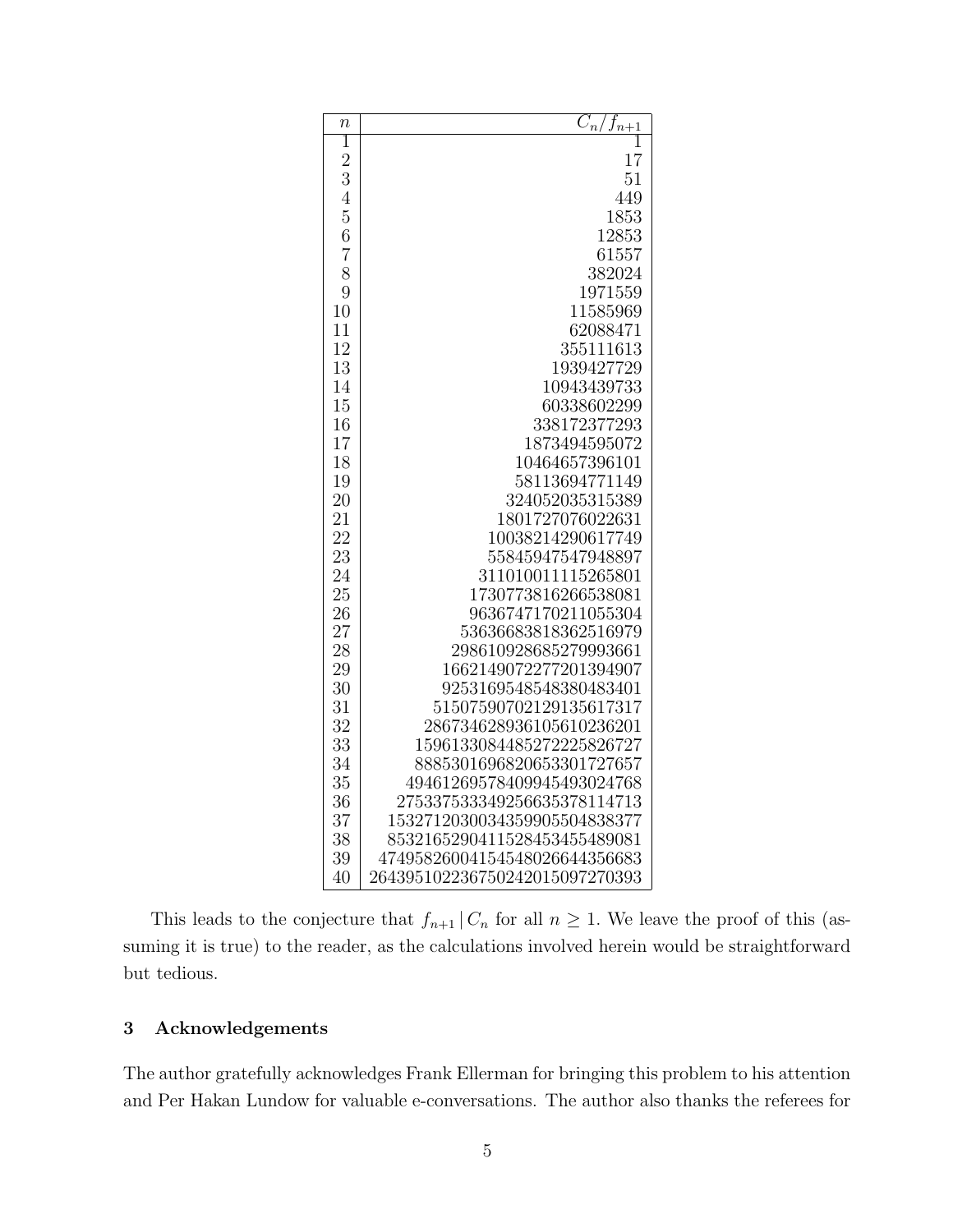| $n$ | $C_n/f_{n+1}$ |
| --- | ---: |
| 1 | 1 |
| 2 | 17 |
| 3 | 51 |
| 4 | 449 |
| 5 | 1853 |
| 6 | 12853 |
| 7 | 61557 |
| 8 | 382024 |
| 9 | 1971559 |
| 10 | 11585969 |
| 11 | 62088471 |
| 12 | 355111613 |
| 13 | 1939427729 |
| 14 | 10943439733 |
| 15 | 60338602299 |
| 16 | 338172377293 |
| 17 | 1873494595072 |
| 18 | 10464657396101 |
| 19 | 58113694771149 |
| 20 | 324052035315389 |
| 21 | 1801727076022631 |
| 22 | 10038214290617749 |
| 23 | 55845947547948897 |
| 24 | 311010011115265801 |
| 25 | 1730773816266538081 |
| 26 | 9636747170211055304 |
| 27 | 53636683818362516979 |
| 28 | 298610928685279993661 |
| 29 | 1662149072277201394907 |
| 30 | 9253169548548380483401 |
| 31 | 51507590702129135617317 |
| 32 | 286734628936105610236201 |
| 33 | 1596133084485272225826727 |
| 34 | 8885301696820653301727657 |
| 35 | 49461269578409945493024768 |
| 36 | 275337533349256635378114713 |
| 37 | 1532712030034359905504838377 |
| 38 | 8532165290411528453455489081 |
| 39 | 47495826004154548026644356683 |
| 40 | 264395102236750242015097270393 |

This leads to the conjecture that $f_{n+1} \mid C_n$ for all $n \geq 1$. We leave the proof of this (assuming it is true) to the reader, as the calculations involved herein would be straightforward but tedious.

## 3 Acknowledgements

The author gratefully acknowledges Frank Ellerman for bringing this problem to his attention and Per Hakan Lundow for valuable e-conversations. The author also thanks the referees for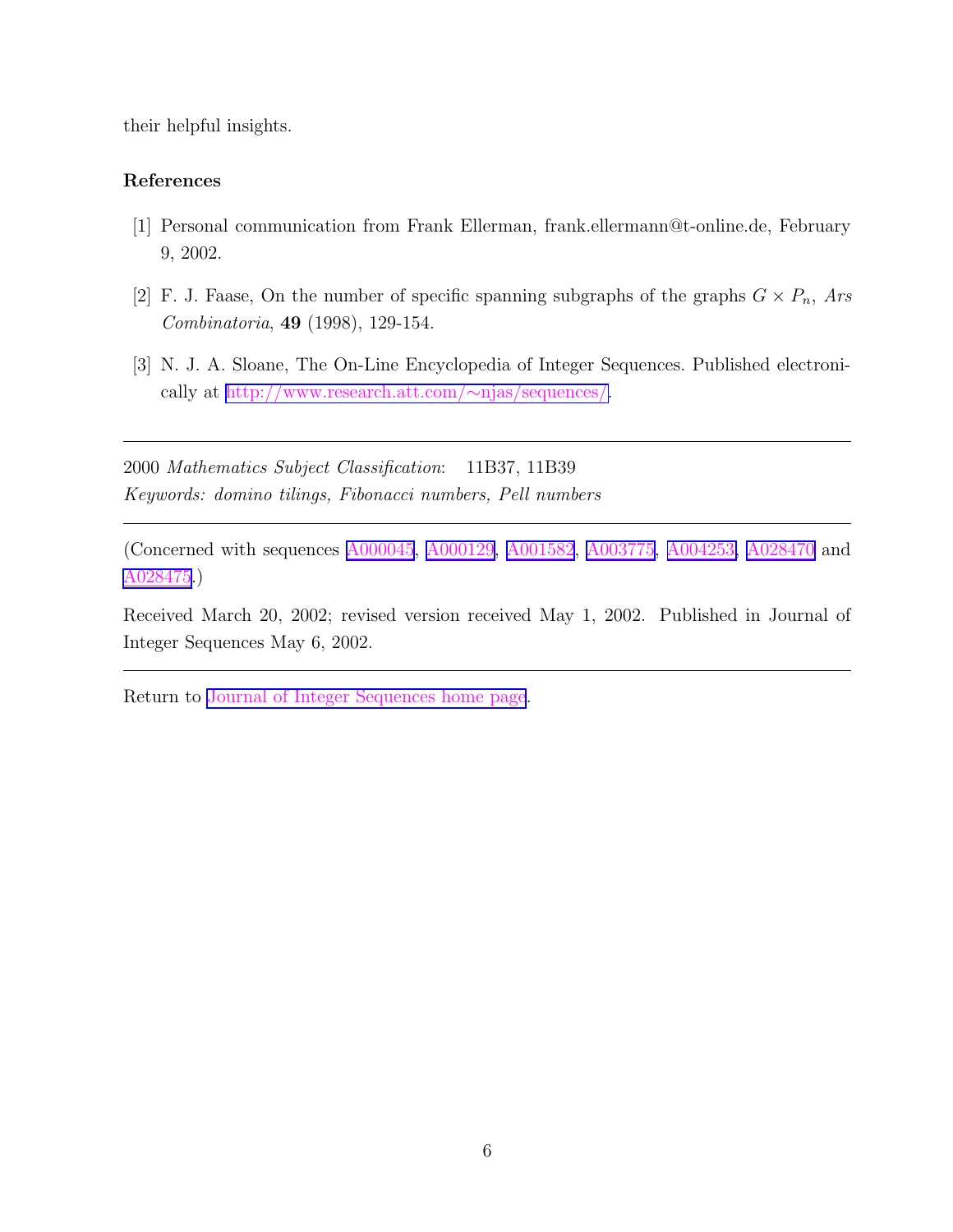their helpful insights.

## References

[1] Personal communication from Frank Ellerman, frank.ellermann@t-online.de, February 9, 2002.

[2] F. J. Faase, On the number of specific spanning subgraphs of the graphs $G \times P_n$, *Ars Combinatoria*, **49** (1998), 129-154.

[3] N. J. A. Sloane, The On-Line Encyclopedia of Integer Sequences. Published electronically at http://www.research.att.com/~njas/sequences/.

---

2000 *Mathematics Subject Classification*: 11B37, 11B39
*Keywords: domino tilings, Fibonacci numbers, Pell numbers*

---

(Concerned with sequences A000045, A000129, A001582, A003775, A004253, A028470 and A028475.)

Received March 20, 2002; revised version received May 1, 2002. Published in Journal of Integer Sequences May 6, 2002.

---

Return to Journal of Integer Sequences home page.